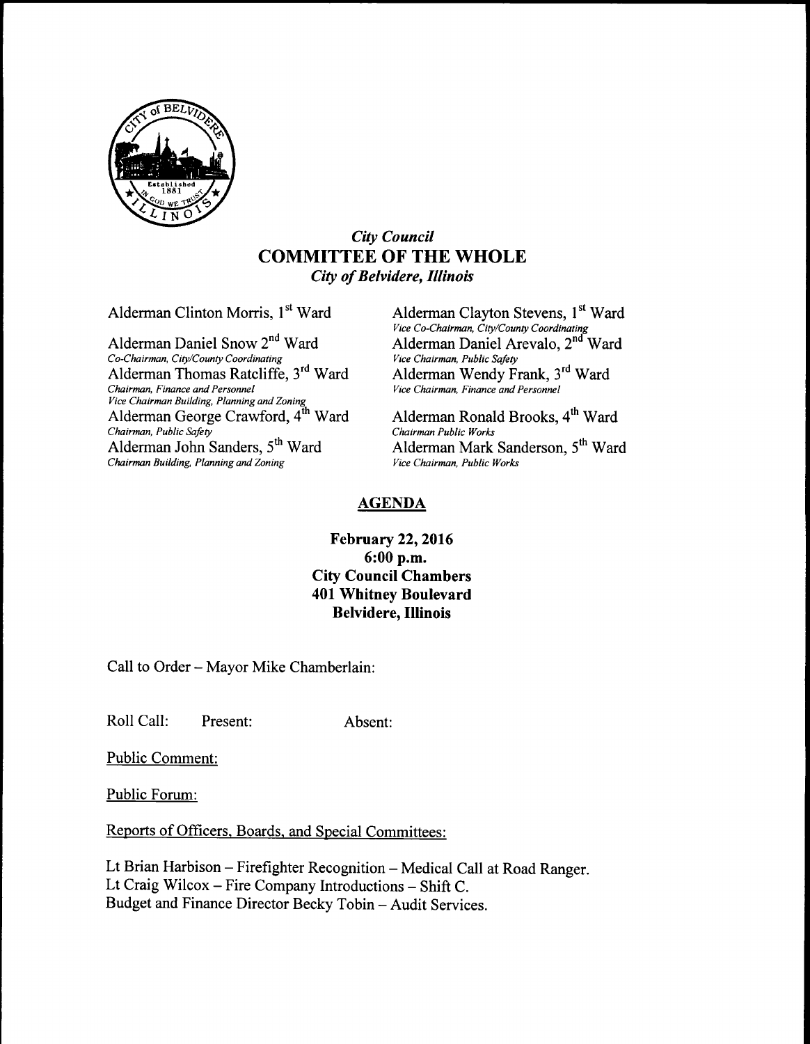*City Council*

# COMMITTEE OF THE WHOLE

*City of Belvidere, Illinois*

Alderman Clinton Morris, 1st Ward

Alderman Daniel Snow 2nd Ward
*Co-Chairman, City/County Coordinating*

Alderman Thomas Ratcliffe, 3rd Ward
*Chairman, Finance and Personnel*
*Vice Chairman Building, Planning and Zoning*

Alderman George Crawford, 4th Ward
*Chairman, Public Safety*

Alderman John Sanders, 5th Ward
*Chairman Building, Planning and Zoning*

Alderman Clayton Stevens, 1st Ward
*Vice Co-Chairman, City/County Coordinating*

Alderman Daniel Arevalo, 2nd Ward
*Vice Chairman, Public Safety*

Alderman Wendy Frank, 3rd Ward
*Vice Chairman, Finance and Personnel*

Alderman Ronald Brooks, 4th Ward
*Chairman Public Works*

Alderman Mark Sanderson, 5th Ward
*Vice Chairman, Public Works*

## AGENDA

**February 22, 2016**
**6:00 p.m.**
**City Council Chambers**
**401 Whitney Boulevard**
**Belvidere, Illinois**

Call to Order – Mayor Mike Chamberlain:

Roll Call: Present: Absent:

Public Comment:

Public Forum:

Reports of Officers, Boards, and Special Committees:

Lt Brian Harbison – Firefighter Recognition – Medical Call at Road Ranger.
Lt Craig Wilcox – Fire Company Introductions – Shift C.
Budget and Finance Director Becky Tobin – Audit Services.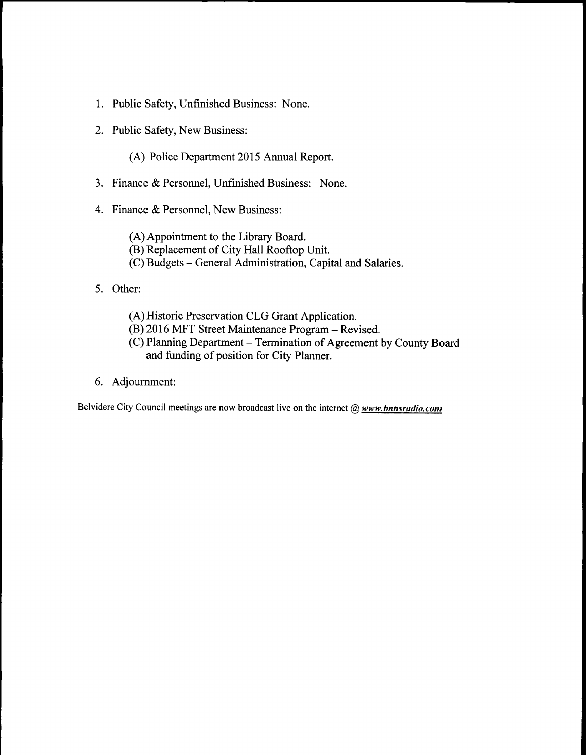1. Public Safety, Unfinished Business: None.

2. Public Safety, New Business:

   (A) Police Department 2015 Annual Report.

3. Finance & Personnel, Unfinished Business: None.

4. Finance & Personnel, New Business:

   (A) Appointment to the Library Board.
   (B) Replacement of City Hall Rooftop Unit.
   (C) Budgets – General Administration, Capital and Salaries.

5. Other:

   (A) Historic Preservation CLG Grant Application.
   (B) 2016 MFT Street Maintenance Program – Revised.
   (C) Planning Department – Termination of Agreement by County Board and funding of position for City Planner.

6. Adjournment:

Belvidere City Council meetings are now broadcast live on the internet @ ***www.bnnsradio.com***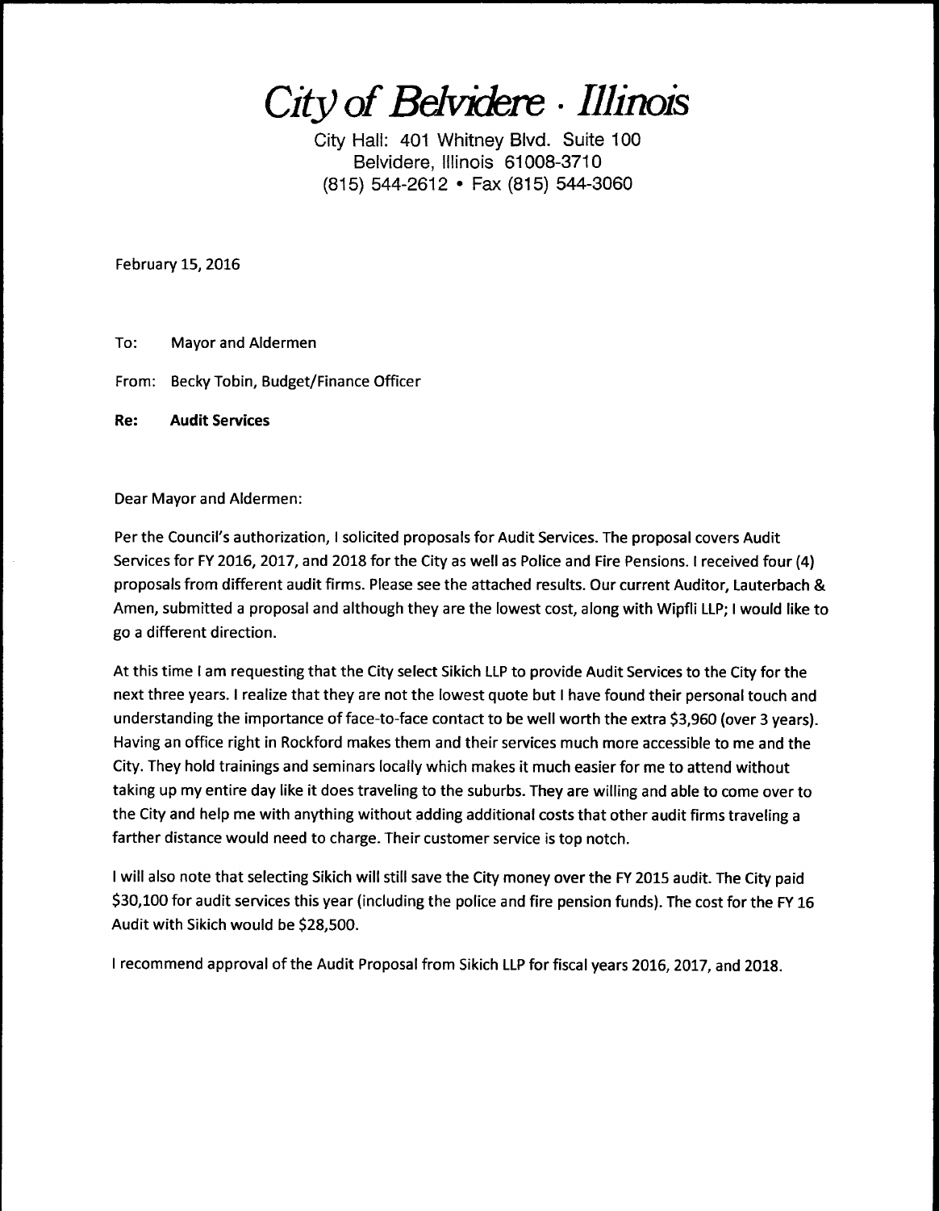# *City of Belvidere · Illinois*

City Hall: 401 Whitney Blvd. Suite 100
Belvidere, Illinois 61008-3710
(815) 544-2612 • Fax (815) 544-3060

February 15, 2016

To: Mayor and Aldermen

From: Becky Tobin, Budget/Finance Officer

**Re: Audit Services**

Dear Mayor and Aldermen:

Per the Council's authorization, I solicited proposals for Audit Services. The proposal covers Audit Services for FY 2016, 2017, and 2018 for the City as well as Police and Fire Pensions. I received four (4) proposals from different audit firms. Please see the attached results. Our current Auditor, Lauterbach & Amen, submitted a proposal and although they are the lowest cost, along with Wipfli LLP; I would like to go a different direction.

At this time I am requesting that the City select Sikich LLP to provide Audit Services to the City for the next three years. I realize that they are not the lowest quote but I have found their personal touch and understanding the importance of face-to-face contact to be well worth the extra $3,960 (over 3 years). Having an office right in Rockford makes them and their services much more accessible to me and the City. They hold trainings and seminars locally which makes it much easier for me to attend without taking up my entire day like it does traveling to the suburbs. They are willing and able to come over to the City and help me with anything without adding additional costs that other audit firms traveling a farther distance would need to charge. Their customer service is top notch.

I will also note that selecting Sikich will still save the City money over the FY 2015 audit. The City paid $30,100 for audit services this year (including the police and fire pension funds). The cost for the FY 16 Audit with Sikich would be $28,500.

I recommend approval of the Audit Proposal from Sikich LLP for fiscal years 2016, 2017, and 2018.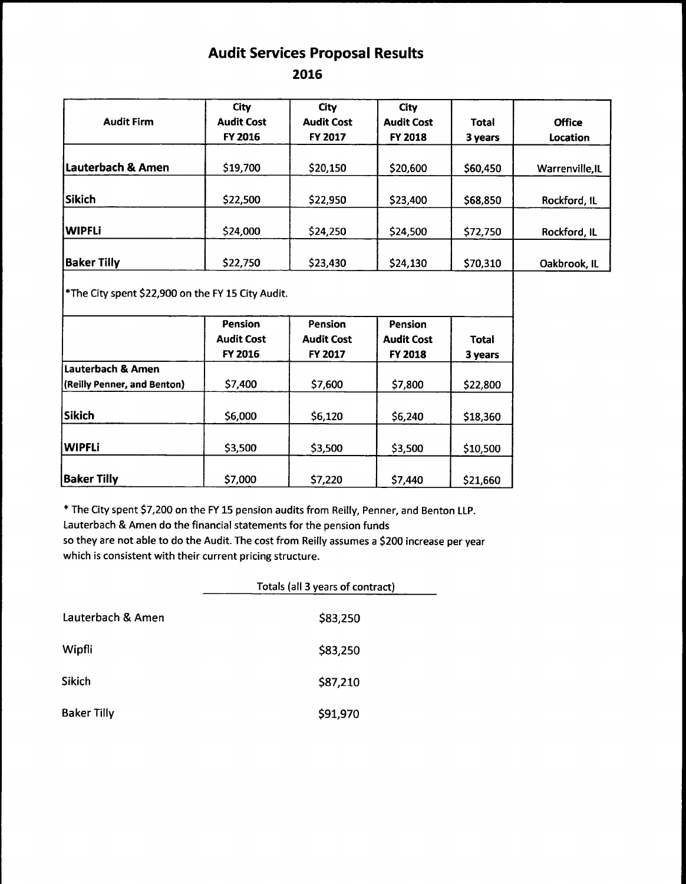# Audit Services Proposal Results

## 2016

| Audit Firm | City Audit Cost FY 2016 | City Audit Cost FY 2017 | City Audit Cost FY 2018 | Total 3 years | Office Location |
|---|---|---|---|---|---|
| **Lauterbach & Amen** | $19,700 | $20,150 | $20,600 | $60,450 | Warrenville,IL |
| **Sikich** | $22,500 | $22,950 | $23,400 | $68,850 | Rockford, IL |
| **WIPFLi** | $24,000 | $24,250 | $24,500 | $72,750 | Rockford, IL |
| **Baker Tilly** | $22,750 | $23,430 | $24,130 | $70,310 | Oakbrook, IL |

*The City spent $22,900 on the FY 15 City Audit.

| | Pension Audit Cost FY 2016 | Pension Audit Cost FY 2017 | Pension Audit Cost FY 2018 | Total 3 years |
|---|---|---|---|---|
| **Lauterbach & Amen (Reilly Penner, and Benton)** | $7,400 | $7,600 | $7,800 | $22,800 |
| **Sikich** | $6,000 | $6,120 | $6,240 | $18,360 |
| **WIPFLi** | $3,500 | $3,500 | $3,500 | $10,500 |
| **Baker Tilly** | $7,000 | $7,220 | $7,440 | $21,660 |

* The City spent $7,200 on the FY 15 pension audits from Reilly, Penner, and Benton LLP.
Lauterbach & Amen do the financial statements for the pension funds
so they are not able to do the Audit. The cost from Reilly assumes a $200 increase per year
which is consistent with their current pricing structure.

| | Totals (all 3 years of contract) |
|---|---|
| Lauterbach & Amen | $83,250 |
| Wipfli | $83,250 |
| Sikich | $87,210 |
| Baker Tilly | $91,970 |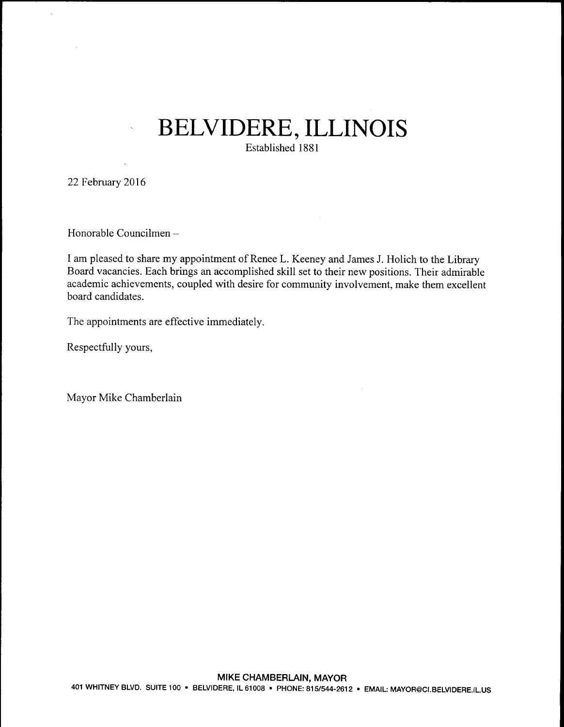# BELVIDERE, ILLINOIS

Established 1881

22 February 2016

Honorable Councilmen –

I am pleased to share my appointment of Renee L. Keeney and James J. Holich to the Library Board vacancies. Each brings an accomplished skill set to their new positions. Their admirable academic achievements, coupled with desire for community involvement, make them excellent board candidates.

The appointments are effective immediately.

Respectfully yours,

Mayor Mike Chamberlain

**MIKE CHAMBERLAIN, MAYOR**

401 WHITNEY BLVD. SUITE 100 • BELVIDERE, IL 61008 • PHONE: 815/544-2612 • EMAIL: MAYOR@CI.BELVIDERE.IL.US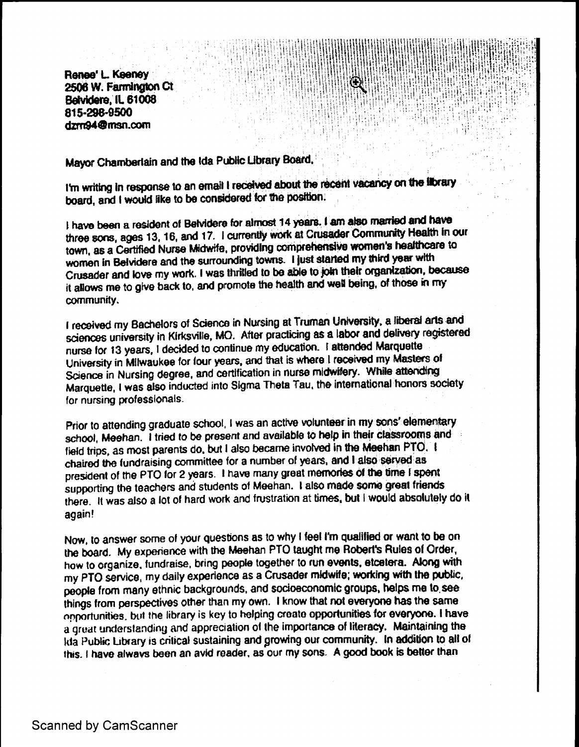Renee' L. Keeney
2506 W. Farmington Ct
Belvidere, IL 61008
815-298-9500
dzrn94@msn.com

Mayor Chamberlain and the Ida Public Library Board,

I'm writing in response to an email I received about the recent vacancy on the library board, and I would like to be considered for the position.

I have been a resident of Belvidere for almost 14 years. I am also married and have three sons, ages 13, 16, and 17. I currently work at Crusader Community Health in our town, as a Certified Nurse Midwife, providing comprehensive women's healthcare to women in Belvidere and the surrounding towns. I just started my third year with Crusader and love my work. I was thrilled to be able to join their organization, because it allows me to give back to, and promote the health and well being, of those in my community.

I received my Bachelors of Science in Nursing at Truman University, a liberal arts and sciences university in Kirksville, MO. After practicing as a labor and delivery registered nurse for 13 years, I decided to continue my education. I attended Marquette University in Milwaukee for four years, and that is where I received my Masters of Science in Nursing degree, and certification in nurse midwifery. While attending Marquette, I was also inducted into Sigma Theta Tau, the international honors society for nursing professionals.

Prior to attending graduate school, I was an active volunteer in my sons' elementary school, Meehan. I tried to be present and available to help in their classrooms and field trips, as most parents do, but I also became involved in the Meehan PTO. I chaired the fundraising committee for a number of years, and I also served as president of the PTO for 2 years. I have many great memories of the time I spent supporting the teachers and students of Meehan. I also made some great friends there. It was also a lot of hard work and frustration at times, but I would absolutely do it again!

Now, to answer some of your questions as to why I feel I'm qualified or want to be on the board. My experience with the Meehan PTO taught me Robert's Rules of Order, how to organize, fundraise, bring people together to run events, etcetera. Along with my PTO service, my daily experience as a Crusader midwife; working with the public, people from many ethnic backgrounds, and socioeconomic groups, helps me to see things from perspectives other than my own. I know that not everyone has the same opportunities, but the library is key to helping create opportunities for everyone. I have a great understanding and appreciation of the importance of literacy. Maintaining the Ida Public Library is critical sustaining and growing our community. In addition to all of this, I have always been an avid reader, as our my sons. A good book is better than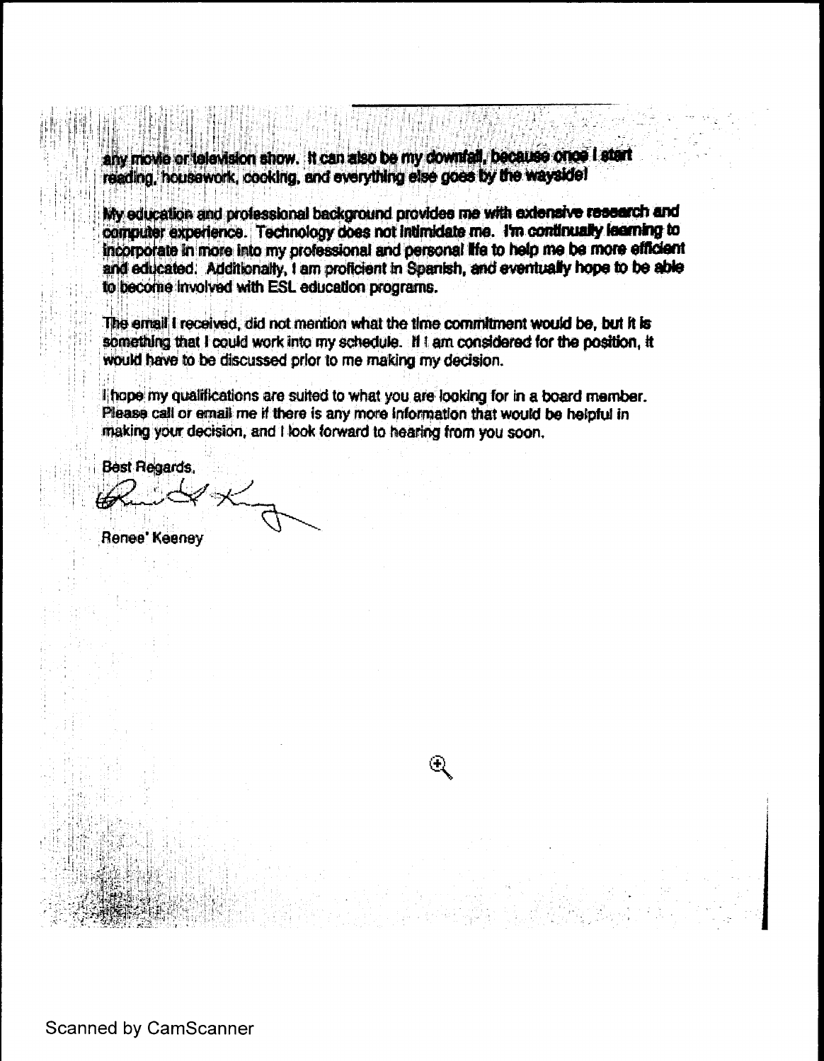any movie or television show. It can also be my downfall, because once I start reading, housework, cooking, and everything else goes by the wayside!

My education and professional background provides me with extensive research and computer experience. Technology does not intimidate me. I'm continually learning to incorporate in more into my professional and personal life to help me be more efficient and educated. Additionally, I am proficient in Spanish, and eventually hope to be able to become involved with ESL education programs.

The email I received, did not mention what the time commitment would be, but it is something that I could work into my schedule. If I am considered for the position, it would have to be discussed prior to me making my decision.

I hope my qualifications are suited to what you are looking for in a board member. Please call or email me if there is any more information that would be helpful in making your decision, and I look forward to hearing from you soon.

Best Regards,

Renee' Keeney

Scanned by CamScanner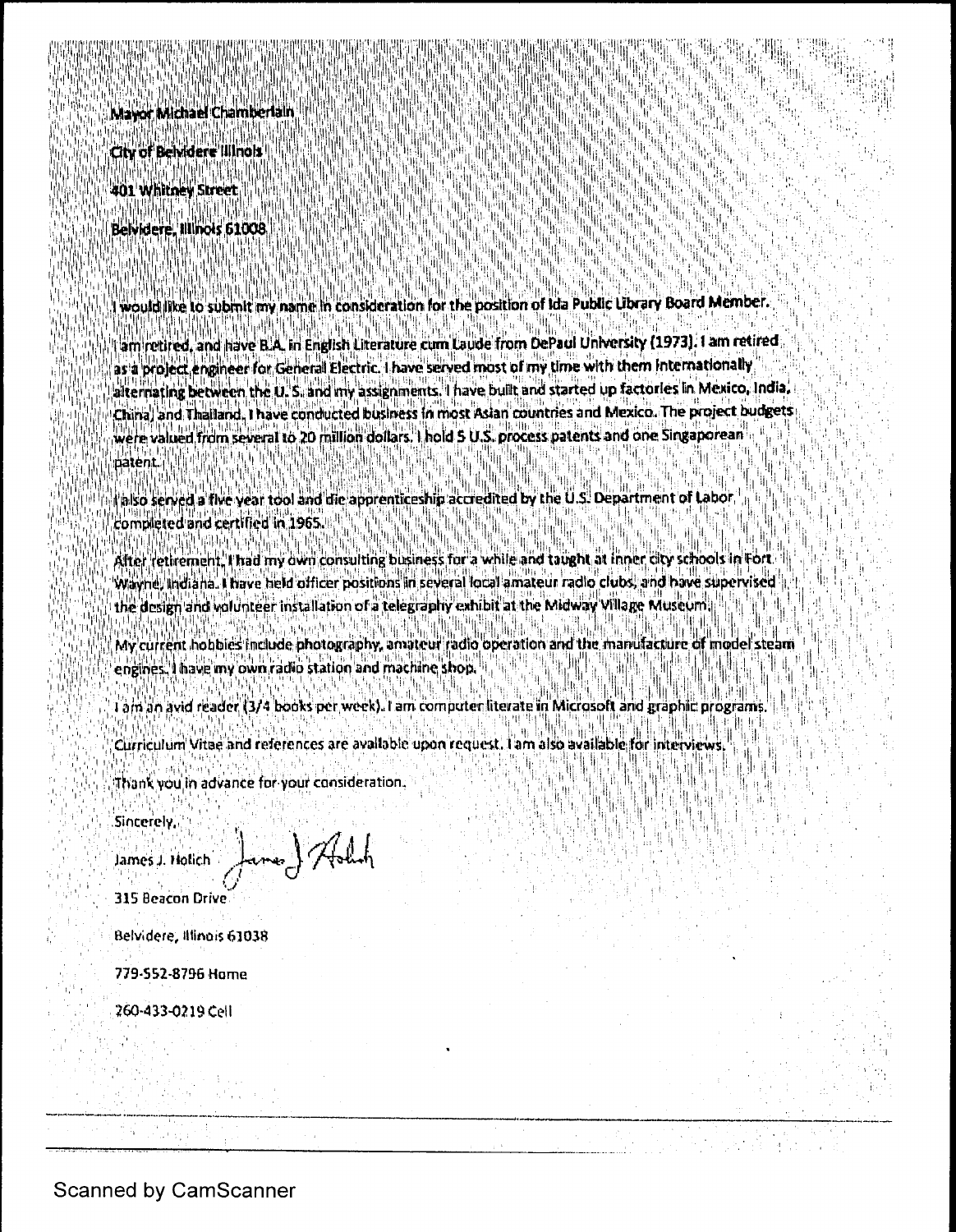Mayor Michael Chamberlain

City of Belvidere Illinois

401 Whitney Street

Belvidere, Illinois 61008

I would like to submit my name in consideration for the position of Ida Public Library Board Member.

I am retired, and have B.A. in English Literature cum Laude from DePaul University (1973). I am retired as a project engineer for General Electric. I have served most of my time with them internationally alternating between the U. S. and my assignments. I have built and started up factories in Mexico, India, China, and Thailand. I have conducted business in most Asian countries and Mexico. The project budgets were valued from several to 20 million dollars. I hold 5 U.S. process patents and one Singaporean patent.

I also served a five year tool and die apprenticeship accredited by the U.S. Department of Labor, completed and certified in 1965.

After retirement, I had my own consulting business for a while and taught at inner city schools in Fort Wayne, Indiana. I have held officer positions in several local amateur radio clubs, and have supervised the design and volunteer installation of a telegraphy exhibit at the Midway Village Museum.

My current hobbies include photography, amateur radio operation and the manufacture of model steam engines. I have my own radio station and machine shop.

I am an avid reader (3/4 books per week). I am computer literate in Microsoft and graphic programs.

Curriculum Vitae and references are available upon request. I am also available for interviews.

Thank you in advance for your consideration.

Sincerely,

James J. Holich

315 Beacon Drive

Belvidere, Illinois 61038

779-552-8796 Home

260-433-0219 Cell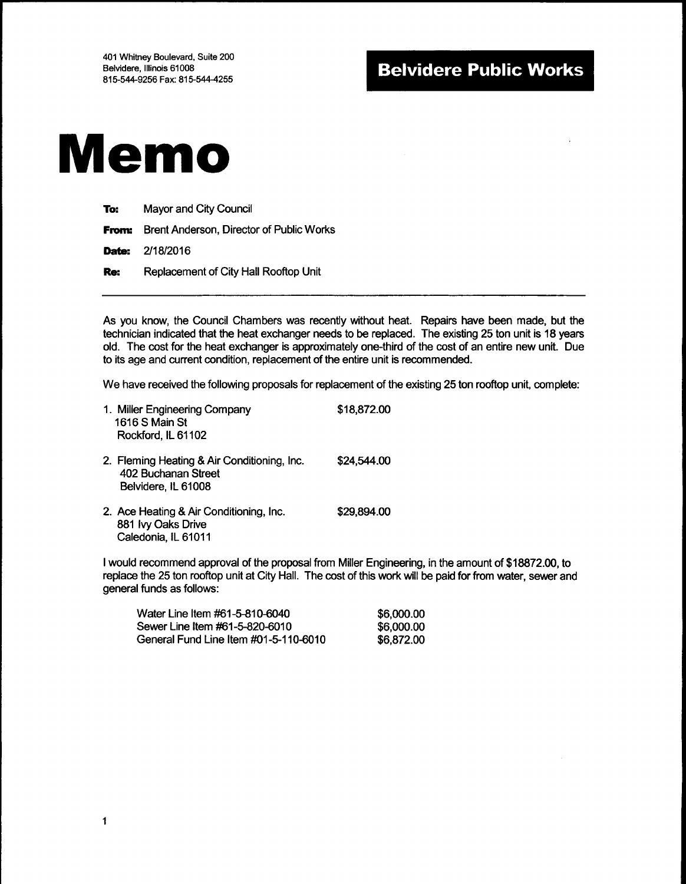401 Whitney Boulevard, Suite 200
Belvidere, Illinois 61008
815-544-9256 Fax: 815-544-4255

**Belvidere Public Works**

# Memo

**To:** Mayor and City Council

**From:** Brent Anderson, Director of Public Works

**Date:** 2/18/2016

**Re:** Replacement of City Hall Rooftop Unit

---

As you know, the Council Chambers was recently without heat. Repairs have been made, but the technician indicated that the heat exchanger needs to be replaced. The existing 25 ton unit is 18 years old. The cost for the heat exchanger is approximately one-third of the cost of an entire new unit. Due to its age and current condition, replacement of the entire unit is recommended.

We have received the following proposals for replacement of the existing 25 ton rooftop unit, complete:

1. Miller Engineering Company — $18,872.00
   1616 S Main St
   Rockford, IL 61102

2. Fleming Heating & Air Conditioning, Inc. — $24,544.00
   402 Buchanan Street
   Belvidere, IL 61008

2. Ace Heating & Air Conditioning, Inc. — $29,894.00
   881 Ivy Oaks Drive
   Caledonia, IL 61011

I would recommend approval of the proposal from Miller Engineering, in the amount of $18872.00, to replace the 25 ton rooftop unit at City Hall. The cost of this work will be paid for from water, sewer and general funds as follows:

| | |
|---|---|
| Water Line Item #61-5-810-6040 | $6,000.00 |
| Sewer Line Item #61-5-820-6010 | $6,000.00 |
| General Fund Line Item #01-5-110-6010 | $6,872.00 |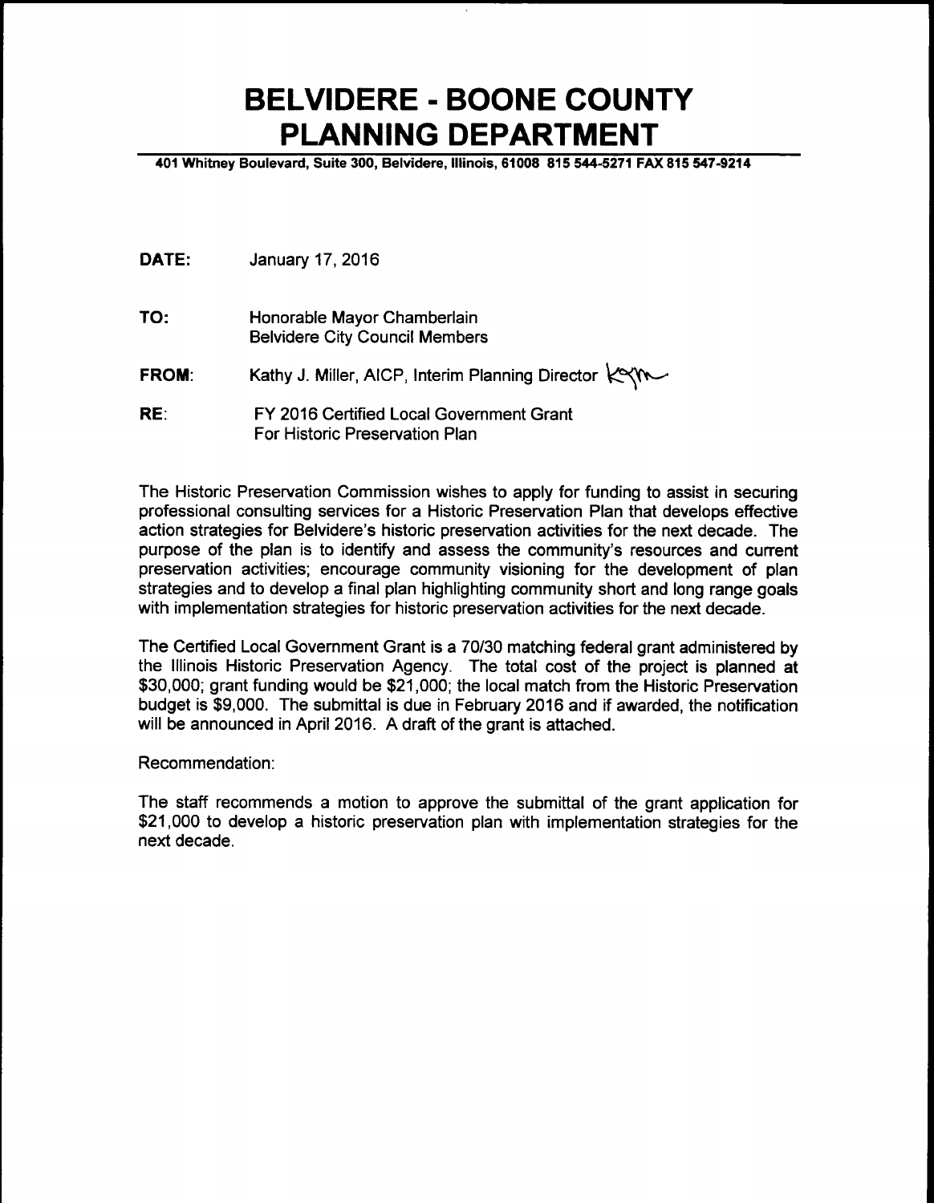# BELVIDERE - BOONE COUNTY PLANNING DEPARTMENT

**401 Whitney Boulevard, Suite 300, Belvidere, Illinois, 61008 815 544-5271 FAX 815 547-9214**

**DATE:** January 17, 2016

**TO:** Honorable Mayor Chamberlain
Belvidere City Council Members

**FROM:** Kathy J. Miller, AICP, Interim Planning Director

**RE:** FY 2016 Certified Local Government Grant
For Historic Preservation Plan

The Historic Preservation Commission wishes to apply for funding to assist in securing professional consulting services for a Historic Preservation Plan that develops effective action strategies for Belvidere's historic preservation activities for the next decade. The purpose of the plan is to identify and assess the community's resources and current preservation activities; encourage community visioning for the development of plan strategies and to develop a final plan highlighting community short and long range goals with implementation strategies for historic preservation activities for the next decade.

The Certified Local Government Grant is a 70/30 matching federal grant administered by the Illinois Historic Preservation Agency. The total cost of the project is planned at $30,000; grant funding would be $21,000; the local match from the Historic Preservation budget is $9,000. The submittal is due in February 2016 and if awarded, the notification will be announced in April 2016. A draft of the grant is attached.

Recommendation:

The staff recommends a motion to approve the submittal of the grant application for $21,000 to develop a historic preservation plan with implementation strategies for the next decade.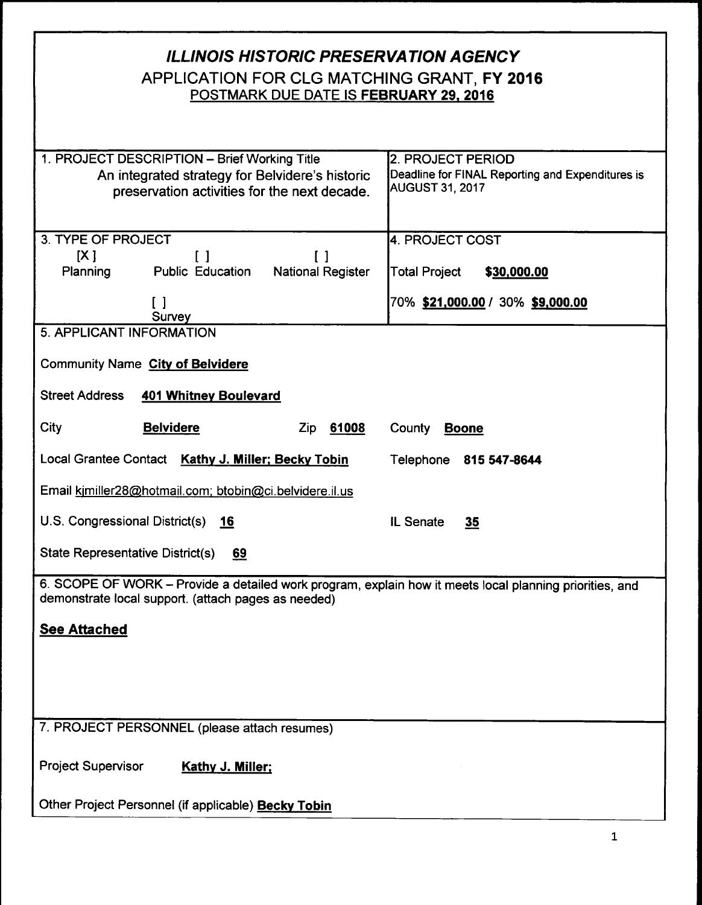# *ILLINOIS HISTORIC PRESERVATION AGENCY*

## APPLICATION FOR CLG MATCHING GRANT, FY 2016

POSTMARK DUE DATE IS **FEBRUARY 29, 2016**

| 1. PROJECT DESCRIPTION – Brief Working Title | 2. PROJECT PERIOD |
|---|---|
| An integrated strategy for Belvidere's historic preservation activities for the next decade. | Deadline for FINAL Reporting and Expenditures is AUGUST 31, 2017 |

| 3. TYPE OF PROJECT | 4. PROJECT COST |
|---|---|
| [X] Planning &nbsp;&nbsp; [ ] Public Education &nbsp;&nbsp; [ ] National Register &nbsp;&nbsp; [ ] Survey | Total Project **$30,000.00**<br>70% **$21,000.00** / 30% **$9,000.00** |

**5. APPLICANT INFORMATION**

Community Name **City of Belvidere**

Street Address **401 Whitney Boulevard**

City **Belvidere** Zip **61008** County **Boone**

Local Grantee Contact **Kathy J. Miller; Becky Tobin** Telephone **815 547-8644**

Email kjmiller28@hotmail.com; btobin@ci.belvidere.il.us

U.S. Congressional District(s) **16** IL Senate **35**

State Representative District(s) **69**

**6. SCOPE OF WORK** – Provide a detailed work program, explain how it meets local planning priorities, and demonstrate local support. (attach pages as needed)

**See Attached**

**7. PROJECT PERSONNEL** (please attach resumes)

Project Supervisor **Kathy J. Miller;**

Other Project Personnel (if applicable) **Becky Tobin**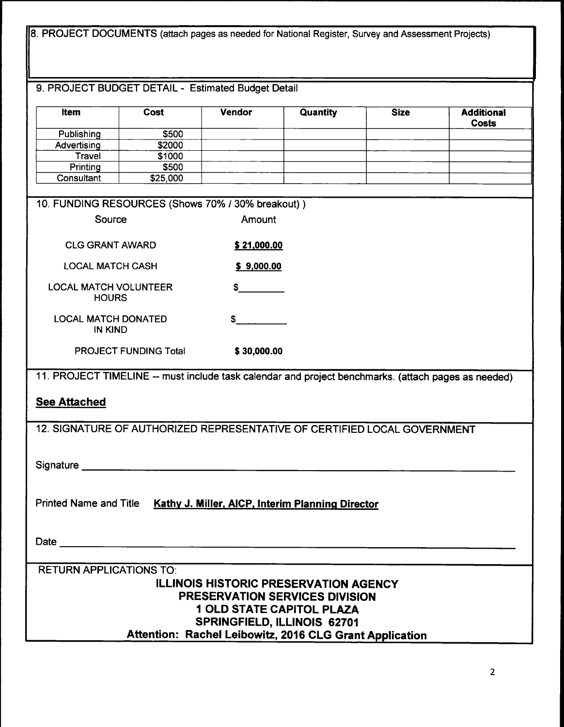8. PROJECT DOCUMENTS (attach pages as needed for National Register, Survey and Assessment Projects)

9. PROJECT BUDGET DETAIL - Estimated Budget Detail

| Item | Cost | Vendor | Quantity | Size | Additional Costs |
|---|---|---|---|---|---|
| Publishing | $500 | | | | |
| Advertising | $2000 | | | | |
| Travel | $1000 | | | | |
| Printing | $500 | | | | |
| Consultant | $25,000 | | | | |

10. FUNDING RESOURCES (Shows 70% / 30% breakout) )

| Source | Amount |
|---|---|
| CLG GRANT AWARD | **$ 21,000.00** |
| LOCAL MATCH CASH | **$ 9,000.00** |
| LOCAL MATCH VOLUNTEER HOURS | $\_\_\_\_\_\_\_\_ |
| LOCAL MATCH DONATED IN KIND | $\_\_\_\_\_\_\_\_ |
| PROJECT FUNDING Total | **$ 30,000.00** |

11. PROJECT TIMELINE -- must include task calendar and project benchmarks. (attach pages as needed)

**See Attached**

12. SIGNATURE OF AUTHORIZED REPRESENTATIVE OF CERTIFIED LOCAL GOVERNMENT

Signature \_\_\_\_\_\_\_\_\_\_\_\_\_\_\_\_\_\_\_\_\_\_\_\_\_\_\_\_\_\_\_\_\_\_\_\_\_\_\_\_

Printed Name and Title **Kathy J. Miller, AICP, Interim Planning Director**

Date \_\_\_\_\_\_\_\_\_\_\_\_\_\_\_\_\_\_\_\_\_\_\_\_\_\_\_\_\_\_\_\_\_\_\_\_\_\_\_\_

RETURN APPLICATIONS TO:

**ILLINOIS HISTORIC PRESERVATION AGENCY**
**PRESERVATION SERVICES DIVISION**
**1 OLD STATE CAPITOL PLAZA**
**SPRINGFIELD, ILLINOIS 62701**
**Attention: Rachel Leibowitz, 2016 CLG Grant Application**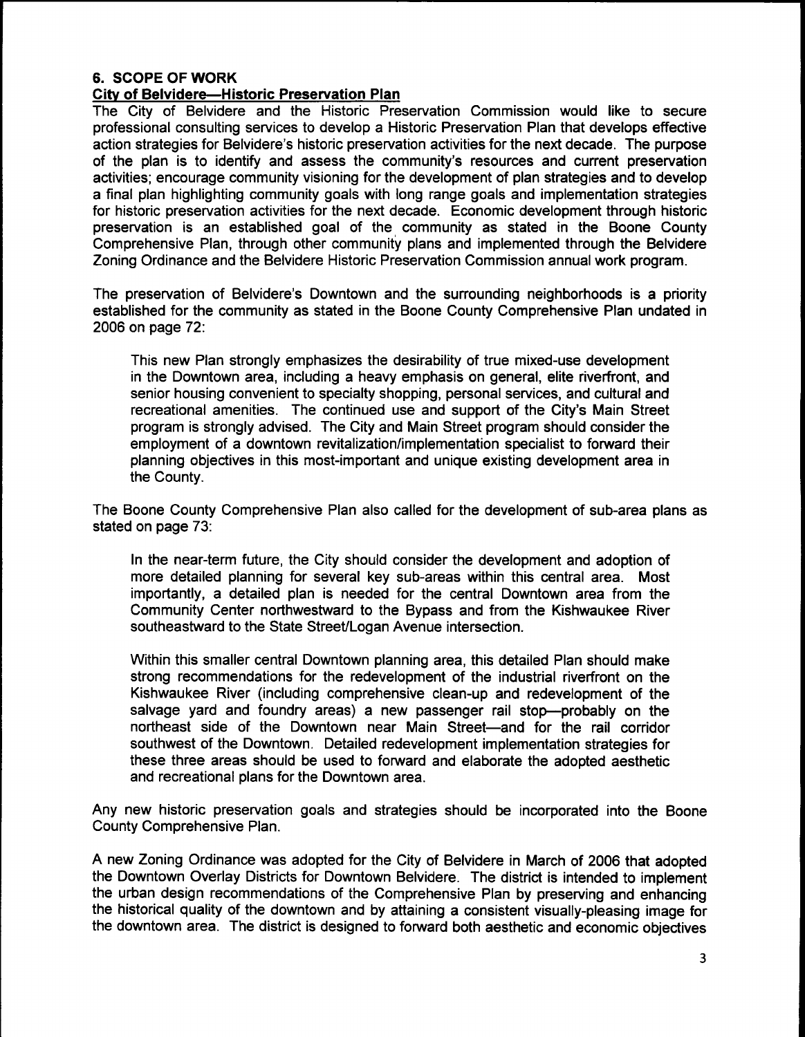## 6. SCOPE OF WORK

### City of Belvidere—Historic Preservation Plan

The City of Belvidere and the Historic Preservation Commission would like to secure professional consulting services to develop a Historic Preservation Plan that develops effective action strategies for Belvidere's historic preservation activities for the next decade. The purpose of the plan is to identify and assess the community's resources and current preservation activities; encourage community visioning for the development of plan strategies and to develop a final plan highlighting community goals with long range goals and implementation strategies for historic preservation activities for the next decade. Economic development through historic preservation is an established goal of the community as stated in the Boone County Comprehensive Plan, through other community plans and implemented through the Belvidere Zoning Ordinance and the Belvidere Historic Preservation Commission annual work program.

The preservation of Belvidere's Downtown and the surrounding neighborhoods is a priority established for the community as stated in the Boone County Comprehensive Plan undated in 2006 on page 72:

> This new Plan strongly emphasizes the desirability of true mixed-use development in the Downtown area, including a heavy emphasis on general, elite riverfront, and senior housing convenient to specialty shopping, personal services, and cultural and recreational amenities. The continued use and support of the City's Main Street program is strongly advised. The City and Main Street program should consider the employment of a downtown revitalization/implementation specialist to forward their planning objectives in this most-important and unique existing development area in the County.

The Boone County Comprehensive Plan also called for the development of sub-area plans as stated on page 73:

> In the near-term future, the City should consider the development and adoption of more detailed planning for several key sub-areas within this central area. Most importantly, a detailed plan is needed for the central Downtown area from the Community Center northwestward to the Bypass and from the Kishwaukee River southeastward to the State Street/Logan Avenue intersection.
>
> Within this smaller central Downtown planning area, this detailed Plan should make strong recommendations for the redevelopment of the industrial riverfront on the Kishwaukee River (including comprehensive clean-up and redevelopment of the salvage yard and foundry areas) a new passenger rail stop—probably on the northeast side of the Downtown near Main Street—and for the rail corridor southwest of the Downtown. Detailed redevelopment implementation strategies for these three areas should be used to forward and elaborate the adopted aesthetic and recreational plans for the Downtown area.

Any new historic preservation goals and strategies should be incorporated into the Boone County Comprehensive Plan.

A new Zoning Ordinance was adopted for the City of Belvidere in March of 2006 that adopted the Downtown Overlay Districts for Downtown Belvidere. The district is intended to implement the urban design recommendations of the Comprehensive Plan by preserving and enhancing the historical quality of the downtown and by attaining a consistent visually-pleasing image for the downtown area. The district is designed to forward both aesthetic and economic objectives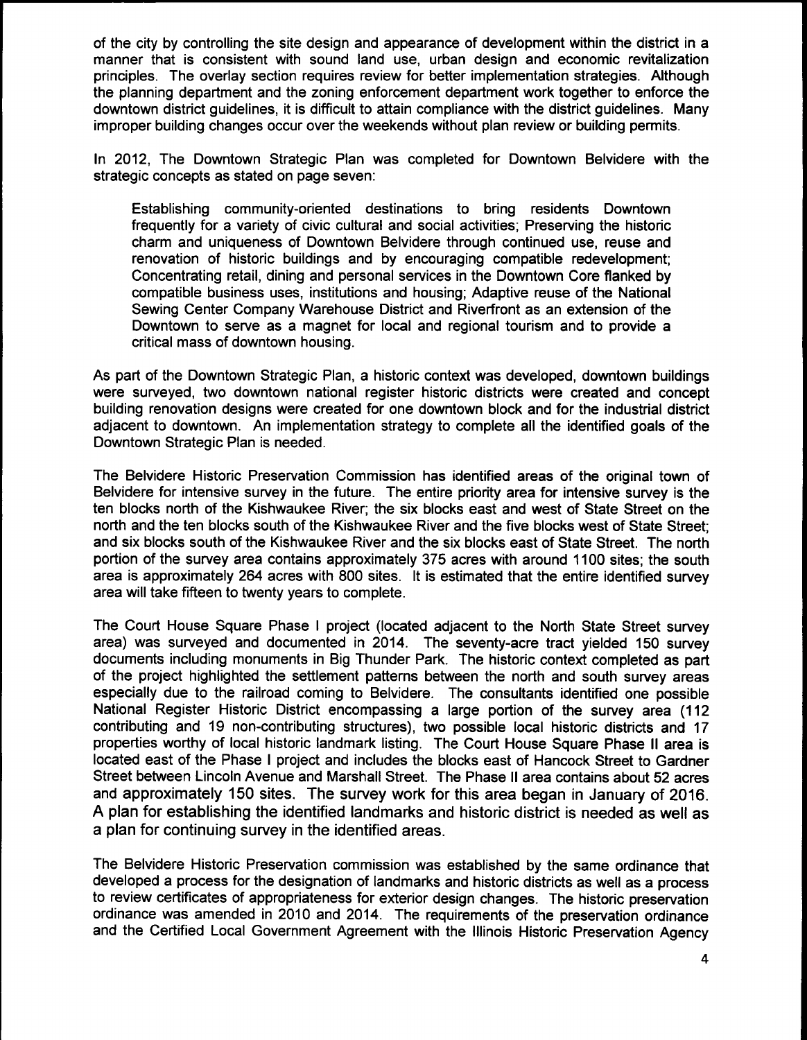of the city by controlling the site design and appearance of development within the district in a manner that is consistent with sound land use, urban design and economic revitalization principles. The overlay section requires review for better implementation strategies. Although the planning department and the zoning enforcement department work together to enforce the downtown district guidelines, it is difficult to attain compliance with the district guidelines. Many improper building changes occur over the weekends without plan review or building permits.

In 2012, The Downtown Strategic Plan was completed for Downtown Belvidere with the strategic concepts as stated on page seven:

> Establishing community-oriented destinations to bring residents Downtown frequently for a variety of civic cultural and social activities; Preserving the historic charm and uniqueness of Downtown Belvidere through continued use, reuse and renovation of historic buildings and by encouraging compatible redevelopment; Concentrating retail, dining and personal services in the Downtown Core flanked by compatible business uses, institutions and housing; Adaptive reuse of the National Sewing Center Company Warehouse District and Riverfront as an extension of the Downtown to serve as a magnet for local and regional tourism and to provide a critical mass of downtown housing.

As part of the Downtown Strategic Plan, a historic context was developed, downtown buildings were surveyed, two downtown national register historic districts were created and concept building renovation designs were created for one downtown block and for the industrial district adjacent to downtown. An implementation strategy to complete all the identified goals of the Downtown Strategic Plan is needed.

The Belvidere Historic Preservation Commission has identified areas of the original town of Belvidere for intensive survey in the future. The entire priority area for intensive survey is the ten blocks north of the Kishwaukee River; the six blocks east and west of State Street on the north and the ten blocks south of the Kishwaukee River and the five blocks west of State Street; and six blocks south of the Kishwaukee River and the six blocks east of State Street. The north portion of the survey area contains approximately 375 acres with around 1100 sites; the south area is approximately 264 acres with 800 sites. It is estimated that the entire identified survey area will take fifteen to twenty years to complete.

The Court House Square Phase I project (located adjacent to the North State Street survey area) was surveyed and documented in 2014. The seventy-acre tract yielded 150 survey documents including monuments in Big Thunder Park. The historic context completed as part of the project highlighted the settlement patterns between the north and south survey areas especially due to the railroad coming to Belvidere. The consultants identified one possible National Register Historic District encompassing a large portion of the survey area (112 contributing and 19 non-contributing structures), two possible local historic districts and 17 properties worthy of local historic landmark listing. The Court House Square Phase II area is located east of the Phase I project and includes the blocks east of Hancock Street to Gardner Street between Lincoln Avenue and Marshall Street. The Phase II area contains about 52 acres and approximately 150 sites. The survey work for this area began in January of 2016. A plan for establishing the identified landmarks and historic district is needed as well as a plan for continuing survey in the identified areas.

The Belvidere Historic Preservation commission was established by the same ordinance that developed a process for the designation of landmarks and historic districts as well as a process to review certificates of appropriateness for exterior design changes. The historic preservation ordinance was amended in 2010 and 2014. The requirements of the preservation ordinance and the Certified Local Government Agreement with the Illinois Historic Preservation Agency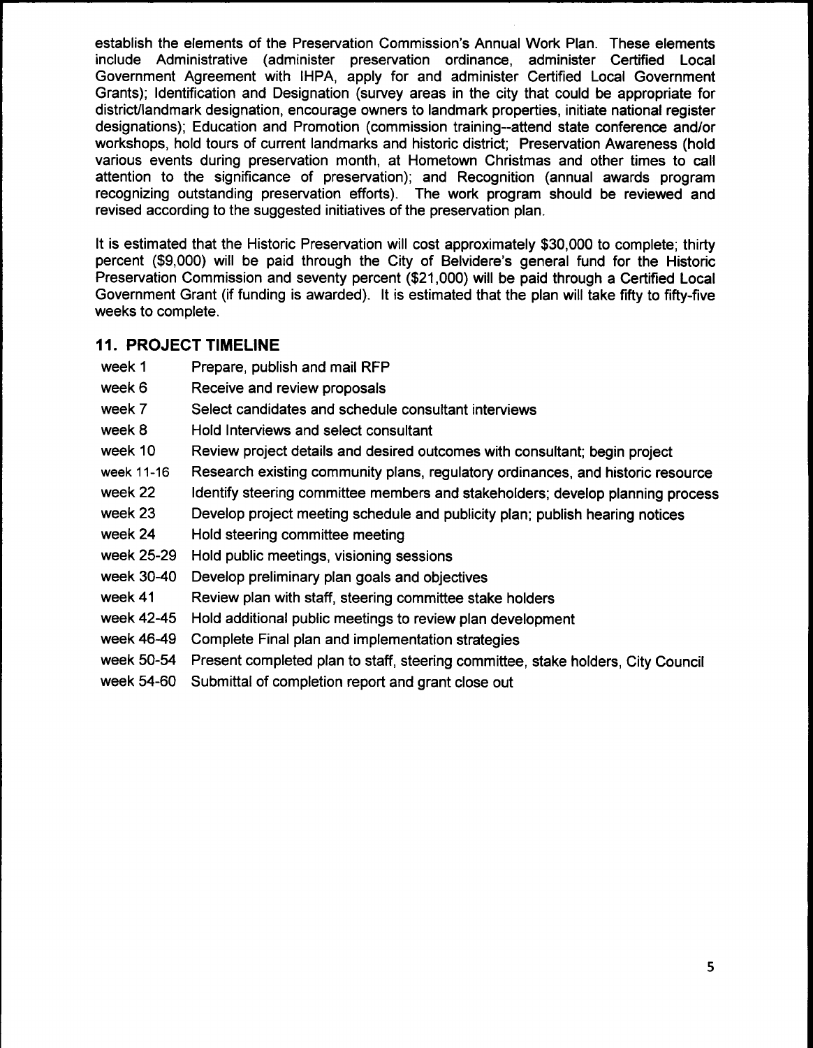establish the elements of the Preservation Commission's Annual Work Plan. These elements include Administrative (administer preservation ordinance, administer Certified Local Government Agreement with IHPA, apply for and administer Certified Local Government Grants); Identification and Designation (survey areas in the city that could be appropriate for district/landmark designation, encourage owners to landmark properties, initiate national register designations); Education and Promotion (commission training--attend state conference and/or workshops, hold tours of current landmarks and historic district; Preservation Awareness (hold various events during preservation month, at Hometown Christmas and other times to call attention to the significance of preservation); and Recognition (annual awards program recognizing outstanding preservation efforts). The work program should be reviewed and revised according to the suggested initiatives of the preservation plan.

It is estimated that the Historic Preservation will cost approximately $30,000 to complete; thirty percent ($9,000) will be paid through the City of Belvidere's general fund for the Historic Preservation Commission and seventy percent ($21,000) will be paid through a Certified Local Government Grant (if funding is awarded). It is estimated that the plan will take fifty to fifty-five weeks to complete.

## 11. PROJECT TIMELINE

| | |
|---|---|
| week 1 | Prepare, publish and mail RFP |
| week 6 | Receive and review proposals |
| week 7 | Select candidates and schedule consultant interviews |
| week 8 | Hold Interviews and select consultant |
| week 10 | Review project details and desired outcomes with consultant; begin project |
| week 11-16 | Research existing community plans, regulatory ordinances, and historic resource |
| week 22 | Identify steering committee members and stakeholders; develop planning process |
| week 23 | Develop project meeting schedule and publicity plan; publish hearing notices |
| week 24 | Hold steering committee meeting |
| week 25-29 | Hold public meetings, visioning sessions |
| week 30-40 | Develop preliminary plan goals and objectives |
| week 41 | Review plan with staff, steering committee stake holders |
| week 42-45 | Hold additional public meetings to review plan development |
| week 46-49 | Complete Final plan and implementation strategies |
| week 50-54 | Present completed plan to staff, steering committee, stake holders, City Council |
| week 54-60 | Submittal of completion report and grant close out |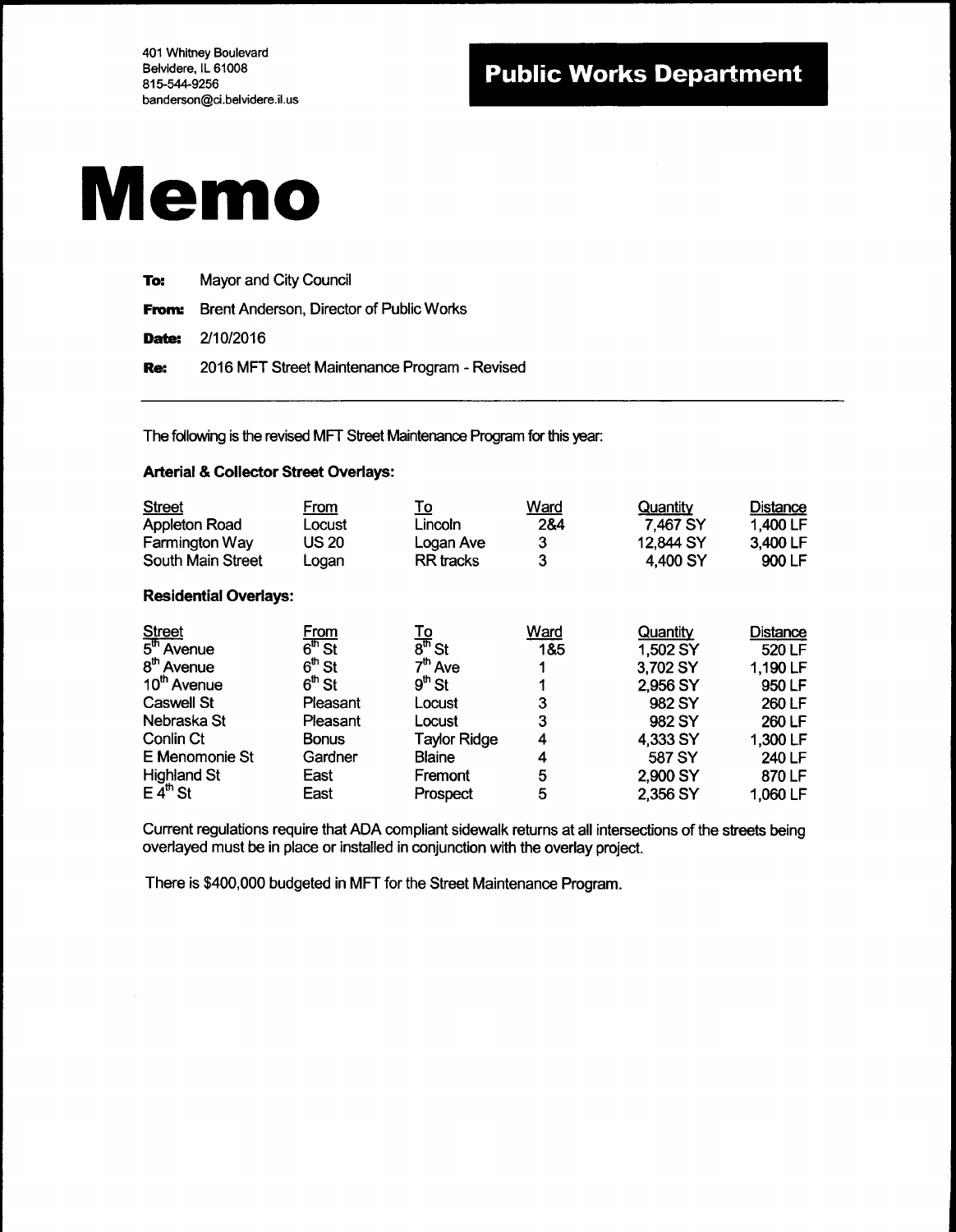401 Whitney Boulevard
Belvidere, IL 61008
815-544-9256
banderson@ci.belvidere.il.us

**Public Works Department**

# Memo

**To:** Mayor and City Council

**From:** Brent Anderson, Director of Public Works

**Date:** 2/10/2016

**Re:** 2016 MFT Street Maintenance Program - Revised

---

The following is the revised MFT Street Maintenance Program for this year:

**Arterial & Collector Street Overlays:**

| Street | From | To | Ward | Quantity | Distance |
|---|---|---|---|---|---|
| Appleton Road | Locust | Lincoln | 2&4 | 7,467 SY | 1,400 LF |
| Farmington Way | US 20 | Logan Ave | 3 | 12,844 SY | 3,400 LF |
| South Main Street | Logan | RR tracks | 3 | 4,400 SY | 900 LF |

**Residential Overlays:**

| Street | From | To | Ward | Quantity | Distance |
|---|---|---|---|---|---|
| 5th Avenue | 6th St | 8th St | 1&5 | 1,502 SY | 520 LF |
| 8th Avenue | 6th St | 7th Ave | 1 | 3,702 SY | 1,190 LF |
| 10th Avenue | 6th St | 9th St | 1 | 2,956 SY | 950 LF |
| Caswell St | Pleasant | Locust | 3 | 982 SY | 260 LF |
| Nebraska St | Pleasant | Locust | 3 | 982 SY | 260 LF |
| Conlin Ct | Bonus | Taylor Ridge | 4 | 4,333 SY | 1,300 LF |
| E Menomonie St | Gardner | Blaine | 4 | 587 SY | 240 LF |
| Highland St | East | Fremont | 5 | 2,900 SY | 870 LF |
| E 4th St | East | Prospect | 5 | 2,356 SY | 1,060 LF |

Current regulations require that ADA compliant sidewalk returns at all intersections of the streets being overlayed must be in place or installed in conjunction with the overlay project.

There is $400,000 budgeted in MFT for the Street Maintenance Program.